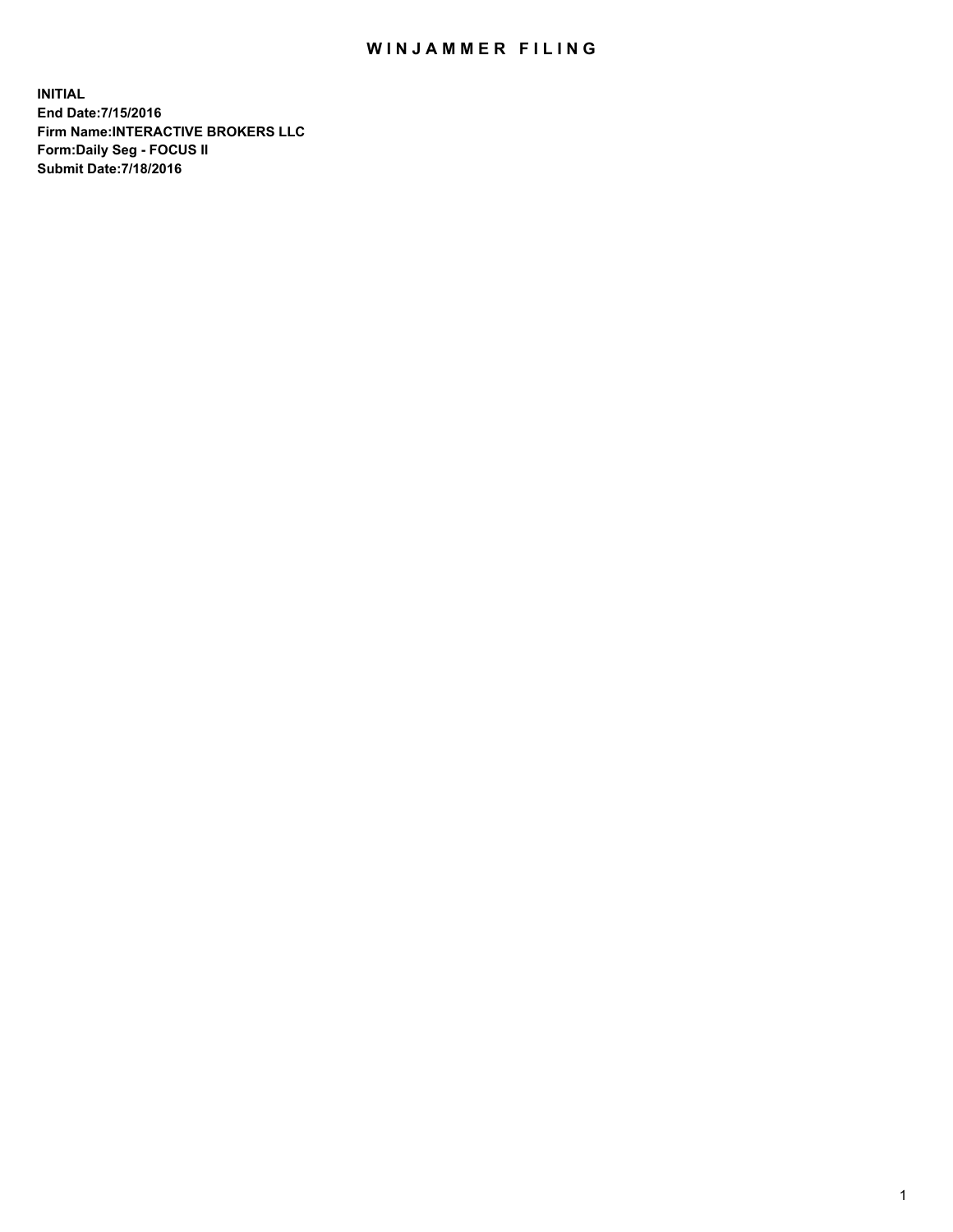# WINJAMMER FILING

**INITIAL**
**End Date:7/15/2016**
**Firm Name:INTERACTIVE BROKERS LLC**
**Form:Daily Seg - FOCUS II**
**Submit Date:7/18/2016**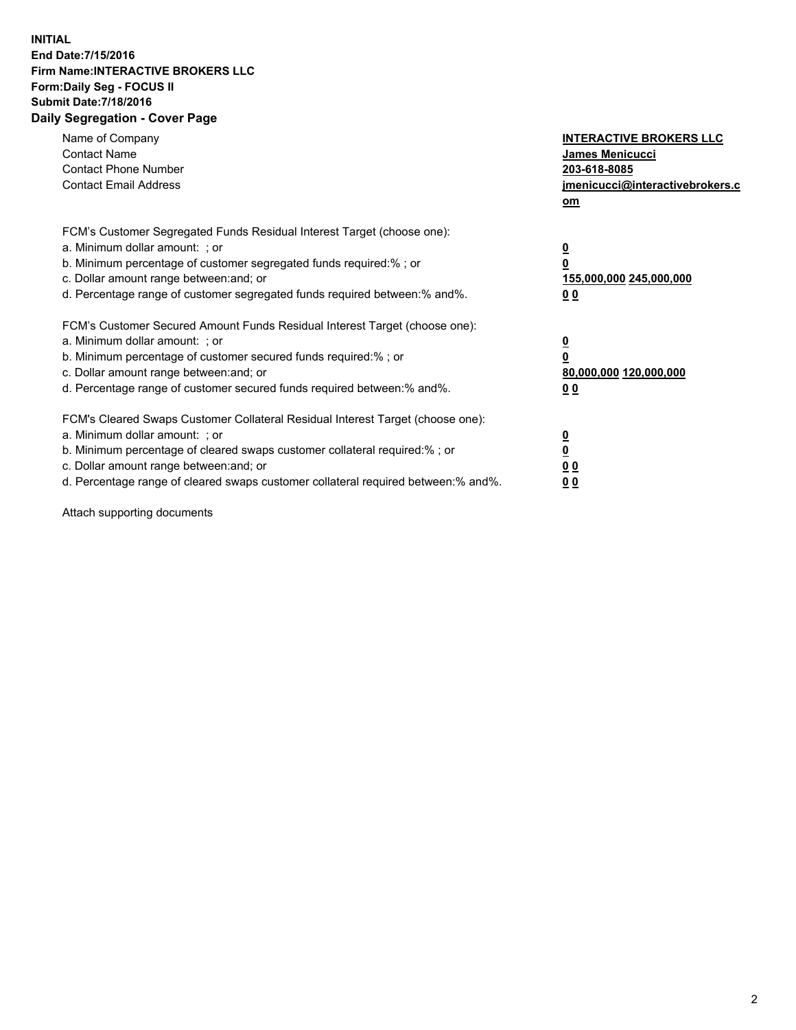**INITIAL**
**End Date:7/15/2016**
**Firm Name:INTERACTIVE BROKERS LLC**
**Form:Daily Seg - FOCUS II**
**Submit Date:7/18/2016**
**Daily Segregation - Cover Page**

| | |
|---|---|
| Name of Company | **INTERACTIVE BROKERS LLC** |
| Contact Name | **James Menicucci** |
| Contact Phone Number | **203-618-8085** |
| Contact Email Address | **jmenicucci@interactivebrokers.com** |
| | |
| FCM's Customer Segregated Funds Residual Interest Target (choose one): | |
| a. Minimum dollar amount: ; or | **0** |
| b. Minimum percentage of customer segregated funds required:% ; or | **0** |
| c. Dollar amount range between:and; or | **155,000,000 245,000,000** |
| d. Percentage range of customer segregated funds required between:% and%. | **0 0** |
| | |
| FCM's Customer Secured Amount Funds Residual Interest Target (choose one): | |
| a. Minimum dollar amount: ; or | **0** |
| b. Minimum percentage of customer secured funds required:% ; or | **0** |
| c. Dollar amount range between:and; or | **80,000,000 120,000,000** |
| d. Percentage range of customer secured funds required between:% and%. | **0 0** |
| | |
| FCM's Cleared Swaps Customer Collateral Residual Interest Target (choose one): | |
| a. Minimum dollar amount: ; or | **0** |
| b. Minimum percentage of cleared swaps customer collateral required:% ; or | **0** |
| c. Dollar amount range between:and; or | **0 0** |
| d. Percentage range of cleared swaps customer collateral required between:% and%. | **0 0** |

Attach supporting documents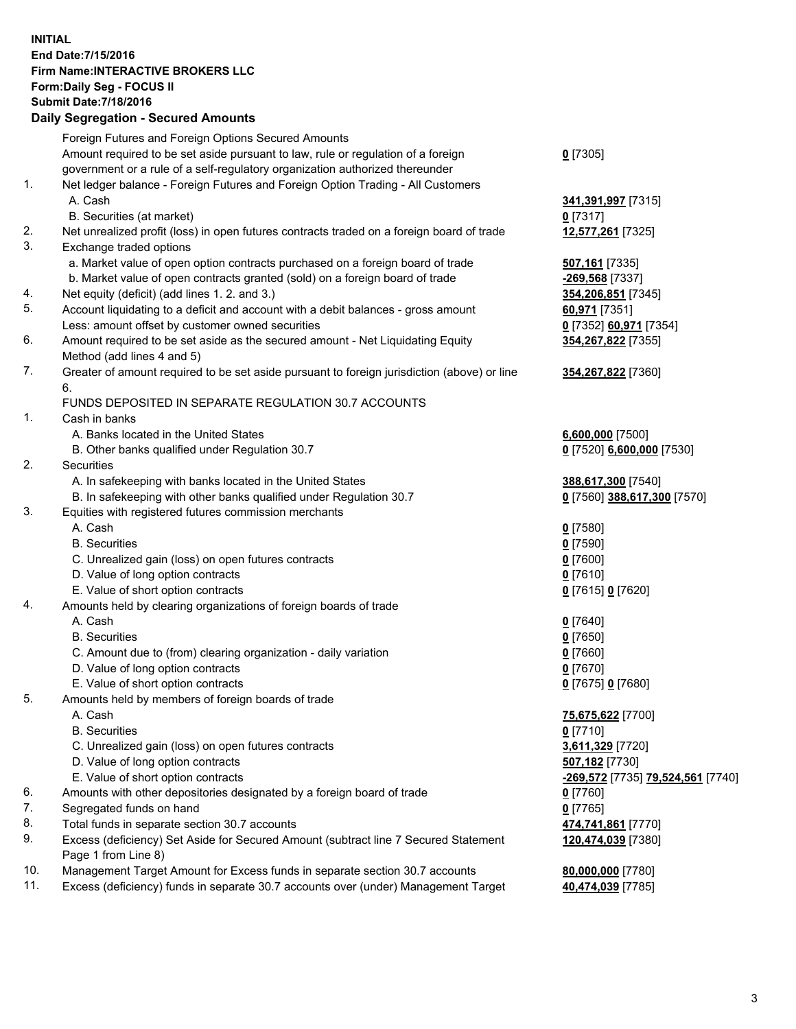**INITIAL**
**End Date:7/15/2016**
**Firm Name:INTERACTIVE BROKERS LLC**
**Form:Daily Seg - FOCUS II**
**Submit Date:7/18/2016**
**Daily Segregation - Secured Amounts**

| | | |
|---|---|---|
| | Foreign Futures and Foreign Options Secured Amounts | |
| | Amount required to be set aside pursuant to law, rule or regulation of a foreign government or a rule of a self-regulatory organization authorized thereunder | **0** [7305] |
| 1. | Net ledger balance - Foreign Futures and Foreign Option Trading - All Customers | |
| | A. Cash | **341,391,997** [7315] |
| | B. Securities (at market) | **0** [7317] |
| 2. | Net unrealized profit (loss) in open futures contracts traded on a foreign board of trade | **12,577,261** [7325] |
| 3. | Exchange traded options | |
| | a. Market value of open option contracts purchased on a foreign board of trade | **507,161** [7335] |
| | b. Market value of open contracts granted (sold) on a foreign board of trade | **-269,568** [7337] |
| 4. | Net equity (deficit) (add lines 1. 2. and 3.) | **354,206,851** [7345] |
| 5. | Account liquidating to a deficit and account with a debit balances - gross amount | **60,971** [7351] |
| | Less: amount offset by customer owned securities | **0** [7352] **60,971** [7354] |
| 6. | Amount required to be set aside as the secured amount - Net Liquidating Equity Method (add lines 4 and 5) | **354,267,822** [7355] |
| 7. | Greater of amount required to be set aside pursuant to foreign jurisdiction (above) or line 6. | **354,267,822** [7360] |
| | FUNDS DEPOSITED IN SEPARATE REGULATION 30.7 ACCOUNTS | |
| 1. | Cash in banks | |
| | A. Banks located in the United States | **6,600,000** [7500] |
| | B. Other banks qualified under Regulation 30.7 | **0** [7520] **6,600,000** [7530] |
| 2. | Securities | |
| | A. In safekeeping with banks located in the United States | **388,617,300** [7540] |
| | B. In safekeeping with other banks qualified under Regulation 30.7 | **0** [7560] **388,617,300** [7570] |
| 3. | Equities with registered futures commission merchants | |
| | A. Cash | **0** [7580] |
| | B. Securities | **0** [7590] |
| | C. Unrealized gain (loss) on open futures contracts | **0** [7600] |
| | D. Value of long option contracts | **0** [7610] |
| | E. Value of short option contracts | **0** [7615] **0** [7620] |
| 4. | Amounts held by clearing organizations of foreign boards of trade | |
| | A. Cash | **0** [7640] |
| | B. Securities | **0** [7650] |
| | C. Amount due to (from) clearing organization - daily variation | **0** [7660] |
| | D. Value of long option contracts | **0** [7670] |
| | E. Value of short option contracts | **0** [7675] **0** [7680] |
| 5. | Amounts held by members of foreign boards of trade | |
| | A. Cash | **75,675,622** [7700] |
| | B. Securities | **0** [7710] |
| | C. Unrealized gain (loss) on open futures contracts | **3,611,329** [7720] |
| | D. Value of long option contracts | **507,182** [7730] |
| | E. Value of short option contracts | **-269,572** [7735] **79,524,561** [7740] |
| 6. | Amounts with other depositories designated by a foreign board of trade | **0** [7760] |
| 7. | Segregated funds on hand | **0** [7765] |
| 8. | Total funds in separate section 30.7 accounts | **474,741,861** [7770] |
| 9. | Excess (deficiency) Set Aside for Secured Amount (subtract line 7 Secured Statement Page 1 from Line 8) | **120,474,039** [7380] |
| 10. | Management Target Amount for Excess funds in separate section 30.7 accounts | **80,000,000** [7780] |
| 11. | Excess (deficiency) funds in separate 30.7 accounts over (under) Management Target | **40,474,039** [7785] |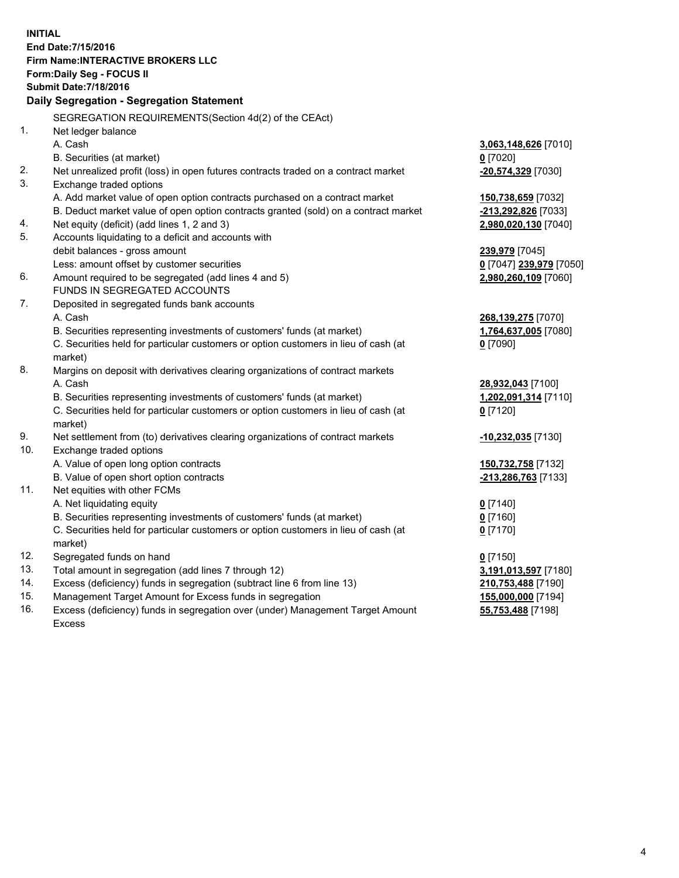**INITIAL**
**End Date:7/15/2016**
**Firm Name:INTERACTIVE BROKERS LLC**
**Form:Daily Seg - FOCUS II**
**Submit Date:7/18/2016**

### Daily Segregation - Segregation Statement

SEGREGATION REQUIREMENTS(Section 4d(2) of the CEAct)

| | | |
|---|---|---|
| 1. | Net ledger balance | |
| | A. Cash | **3,063,148,626** [7010] |
| | B. Securities (at market) | **0** [7020] |
| 2. | Net unrealized profit (loss) in open futures contracts traded on a contract market | **-20,574,329** [7030] |
| 3. | Exchange traded options | |
| | A. Add market value of open option contracts purchased on a contract market | **150,738,659** [7032] |
| | B. Deduct market value of open option contracts granted (sold) on a contract market | **-213,292,826** [7033] |
| 4. | Net equity (deficit) (add lines 1, 2 and 3) | **2,980,020,130** [7040] |
| 5. | Accounts liquidating to a deficit and accounts with | |
| | debit balances - gross amount | **239,979** [7045] |
| | Less: amount offset by customer securities | **0** [7047] **239,979** [7050] |
| 6. | Amount required to be segregated (add lines 4 and 5) | **2,980,260,109** [7060] |
| | FUNDS IN SEGREGATED ACCOUNTS | |
| 7. | Deposited in segregated funds bank accounts | |
| | A. Cash | **268,139,275** [7070] |
| | B. Securities representing investments of customers' funds (at market) | **1,764,637,005** [7080] |
| | C. Securities held for particular customers or option customers in lieu of cash (at market) | **0** [7090] |
| 8. | Margins on deposit with derivatives clearing organizations of contract markets | |
| | A. Cash | **28,932,043** [7100] |
| | B. Securities representing investments of customers' funds (at market) | **1,202,091,314** [7110] |
| | C. Securities held for particular customers or option customers in lieu of cash (at market) | **0** [7120] |
| 9. | Net settlement from (to) derivatives clearing organizations of contract markets | **-10,232,035** [7130] |
| 10. | Exchange traded options | |
| | A. Value of open long option contracts | **150,732,758** [7132] |
| | B. Value of open short option contracts | **-213,286,763** [7133] |
| 11. | Net equities with other FCMs | |
| | A. Net liquidating equity | **0** [7140] |
| | B. Securities representing investments of customers' funds (at market) | **0** [7160] |
| | C. Securities held for particular customers or option customers in lieu of cash (at market) | **0** [7170] |
| 12. | Segregated funds on hand | **0** [7150] |
| 13. | Total amount in segregation (add lines 7 through 12) | **3,191,013,597** [7180] |
| 14. | Excess (deficiency) funds in segregation (subtract line 6 from line 13) | **210,753,488** [7190] |
| 15. | Management Target Amount for Excess funds in segregation | **155,000,000** [7194] |
| 16. | Excess (deficiency) funds in segregation over (under) Management Target Amount Excess | **55,753,488** [7198] |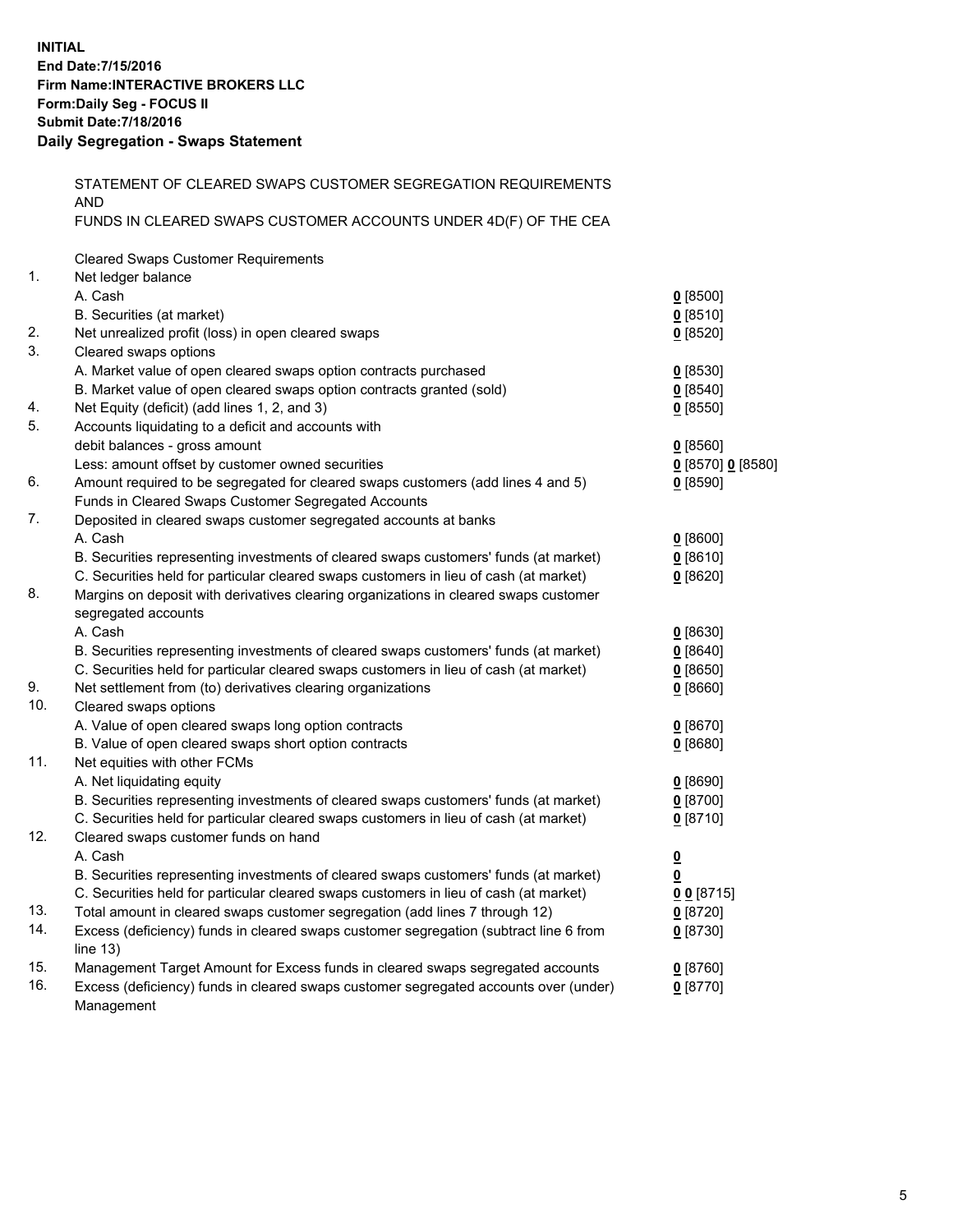**INITIAL**
**End Date:7/15/2016**
**Firm Name:INTERACTIVE BROKERS LLC**
**Form:Daily Seg - FOCUS II**
**Submit Date:7/18/2016**
**Daily Segregation - Swaps Statement**

STATEMENT OF CLEARED SWAPS CUSTOMER SEGREGATION REQUIREMENTS AND FUNDS IN CLEARED SWAPS CUSTOMER ACCOUNTS UNDER 4D(F) OF THE CEA

| | | |
|---|---|---|
| | Cleared Swaps Customer Requirements | |
| 1. | Net ledger balance | |
| | A. Cash | 0 [8500] |
| | B. Securities (at market) | 0 [8510] |
| 2. | Net unrealized profit (loss) in open cleared swaps | 0 [8520] |
| 3. | Cleared swaps options | |
| | A. Market value of open cleared swaps option contracts purchased | 0 [8530] |
| | B. Market value of open cleared swaps option contracts granted (sold) | 0 [8540] |
| 4. | Net Equity (deficit) (add lines 1, 2, and 3) | 0 [8550] |
| 5. | Accounts liquidating to a deficit and accounts with | |
| | debit balances - gross amount | 0 [8560] |
| | Less: amount offset by customer owned securities | 0 [8570] 0 [8580] |
| 6. | Amount required to be segregated for cleared swaps customers (add lines 4 and 5) | 0 [8590] |
| | Funds in Cleared Swaps Customer Segregated Accounts | |
| 7. | Deposited in cleared swaps customer segregated accounts at banks | |
| | A. Cash | 0 [8600] |
| | B. Securities representing investments of cleared swaps customers' funds (at market) | 0 [8610] |
| | C. Securities held for particular cleared swaps customers in lieu of cash (at market) | 0 [8620] |
| 8. | Margins on deposit with derivatives clearing organizations in cleared swaps customer segregated accounts | |
| | A. Cash | 0 [8630] |
| | B. Securities representing investments of cleared swaps customers' funds (at market) | 0 [8640] |
| | C. Securities held for particular cleared swaps customers in lieu of cash (at market) | 0 [8650] |
| 9. | Net settlement from (to) derivatives clearing organizations | 0 [8660] |
| 10. | Cleared swaps options | |
| | A. Value of open cleared swaps long option contracts | 0 [8670] |
| | B. Value of open cleared swaps short option contracts | 0 [8680] |
| 11. | Net equities with other FCMs | |
| | A. Net liquidating equity | 0 [8690] |
| | B. Securities representing investments of cleared swaps customers' funds (at market) | 0 [8700] |
| | C. Securities held for particular cleared swaps customers in lieu of cash (at market) | 0 [8710] |
| 12. | Cleared swaps customer funds on hand | |
| | A. Cash | 0 |
| | B. Securities representing investments of cleared swaps customers' funds (at market) | 0 |
| | C. Securities held for particular cleared swaps customers in lieu of cash (at market) | 0 0 [8715] |
| 13. | Total amount in cleared swaps customer segregation (add lines 7 through 12) | 0 [8720] |
| 14. | Excess (deficiency) funds in cleared swaps customer segregation (subtract line 6 from line 13) | 0 [8730] |
| 15. | Management Target Amount for Excess funds in cleared swaps segregated accounts | 0 [8760] |
| 16. | Excess (deficiency) funds in cleared swaps customer segregated accounts over (under) Management | 0 [8770] |